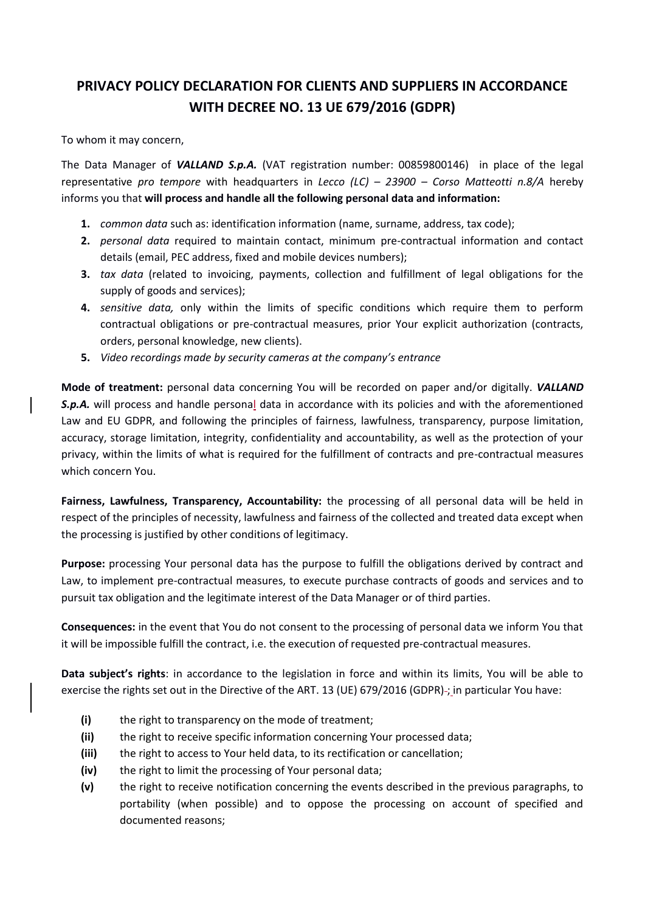# PRIVACY POLICY DECLARATION FOR CLIENTS AND SUPPLIERS IN ACCORDANCE WITH DECREE NO. 13 UE 679/2016 (GDPR)

To whom it may concern,

The Data Manager of ***VALLAND S.p.A.*** (VAT registration number: 00859800146) in place of the legal representative *pro tempore* with headquarters in *Lecco (LC) – 23900 – Corso Matteotti n.8/A* hereby informs you that **will process and handle all the following personal data and information:**

1. *common data* such as: identification information (name, surname, address, tax code);
2. *personal data* required to maintain contact, minimum pre-contractual information and contact details (email, PEC address, fixed and mobile devices numbers);
3. *tax data* (related to invoicing, payments, collection and fulfillment of legal obligations for the supply of goods and services);
4. *sensitive data,* only within the limits of specific conditions which require them to perform contractual obligations or pre-contractual measures, prior Your explicit authorization (contracts, orders, personal knowledge, new clients).
5. *Video recordings made by security cameras at the company's entrance*

**Mode of treatment:** personal data concerning You will be recorded on paper and/or digitally. ***VALLAND S.p.A.*** will process and handle personal data in accordance with its policies and with the aforementioned Law and EU GDPR, and following the principles of fairness, lawfulness, transparency, purpose limitation, accuracy, storage limitation, integrity, confidentiality and accountability, as well as the protection of your privacy, within the limits of what is required for the fulfillment of contracts and pre-contractual measures which concern You.

**Fairness, Lawfulness, Transparency, Accountability:** the processing of all personal data will be held in respect of the principles of necessity, lawfulness and fairness of the collected and treated data except when the processing is justified by other conditions of legitimacy.

**Purpose:** processing Your personal data has the purpose to fulfill the obligations derived by contract and Law, to implement pre-contractual measures, to execute purchase contracts of goods and services and to pursuit tax obligation and the legitimate interest of the Data Manager or of third parties.

**Consequences:** in the event that You do not consent to the processing of personal data we inform You that it will be impossible fulfill the contract, i.e. the execution of requested pre-contractual measures.

**Data subject's rights**: in accordance to the legislation in force and within its limits, You will be able to exercise the rights set out in the Directive of the ART. 13 (UE) 679/2016 (GDPR); in particular You have:

- **(i)** the right to transparency on the mode of treatment;
- **(ii)** the right to receive specific information concerning Your processed data;
- **(iii)** the right to access to Your held data, to its rectification or cancellation;
- **(iv)** the right to limit the processing of Your personal data;
- **(v)** the right to receive notification concerning the events described in the previous paragraphs, to portability (when possible) and to oppose the processing on account of specified and documented reasons;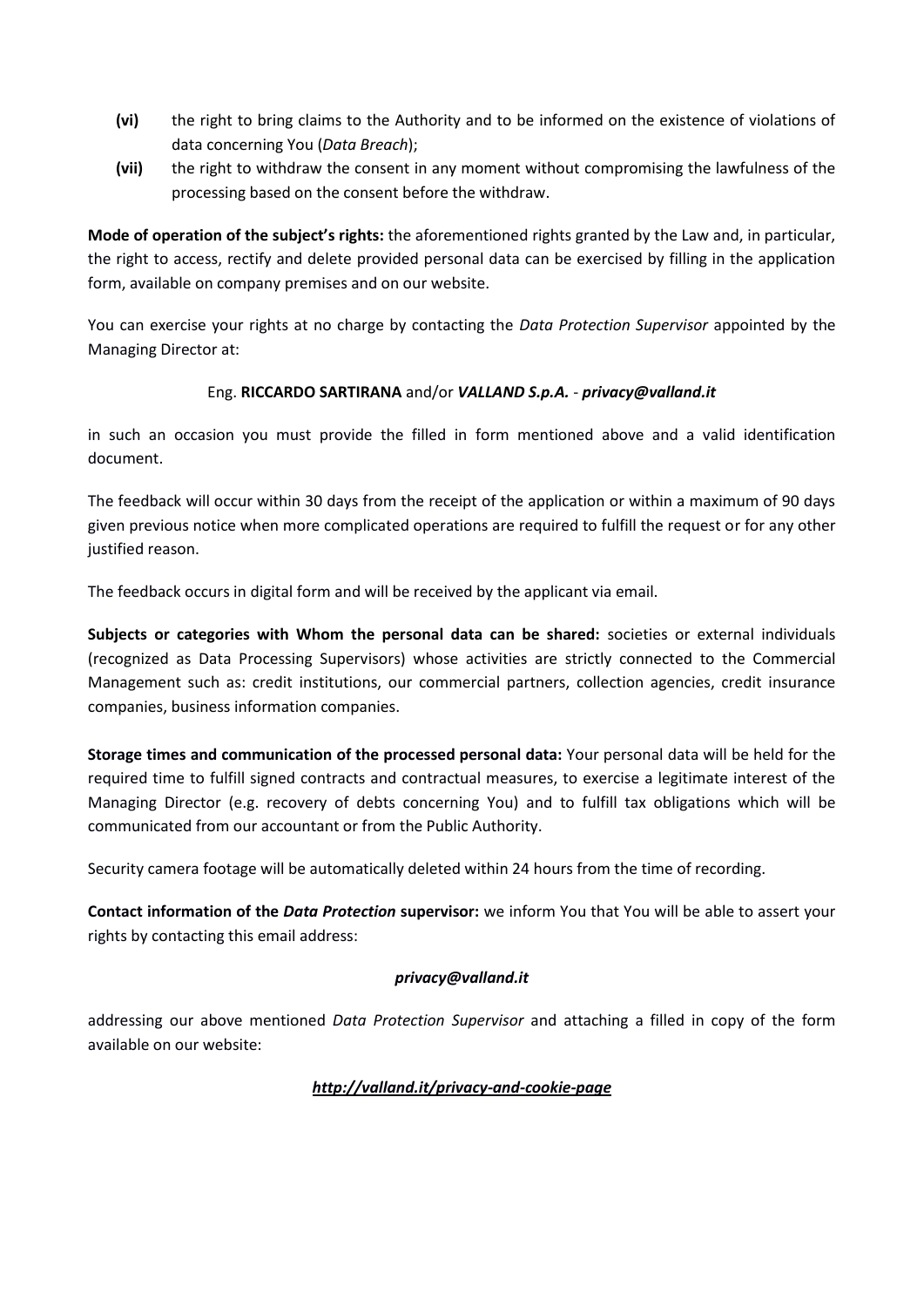**(vi)** the right to bring claims to the Authority and to be informed on the existence of violations of data concerning You (*Data Breach*);

**(vii)** the right to withdraw the consent in any moment without compromising the lawfulness of the processing based on the consent before the withdraw.

**Mode of operation of the subject's rights:** the aforementioned rights granted by the Law and, in particular, the right to access, rectify and delete provided personal data can be exercised by filling in the application form, available on company premises and on our website.

You can exercise your rights at no charge by contacting the *Data Protection Supervisor* appointed by the Managing Director at:

Eng. **RICCARDO SARTIRANA** and/or ***VALLAND S.p.A.*** - ***privacy@valland.it***

in such an occasion you must provide the filled in form mentioned above and a valid identification document.

The feedback will occur within 30 days from the receipt of the application or within a maximum of 90 days given previous notice when more complicated operations are required to fulfill the request or for any other justified reason.

The feedback occurs in digital form and will be received by the applicant via email.

**Subjects or categories with Whom the personal data can be shared:** societies or external individuals (recognized as Data Processing Supervisors) whose activities are strictly connected to the Commercial Management such as: credit institutions, our commercial partners, collection agencies, credit insurance companies, business information companies.

**Storage times and communication of the processed personal data:** Your personal data will be held for the required time to fulfill signed contracts and contractual measures, to exercise a legitimate interest of the Managing Director (e.g. recovery of debts concerning You) and to fulfill tax obligations which will be communicated from our accountant or from the Public Authority.

Security camera footage will be automatically deleted within 24 hours from the time of recording.

**Contact information of the *Data Protection* supervisor:** we inform You that You will be able to assert your rights by contacting this email address:

***privacy@valland.it***

addressing our above mentioned *Data Protection Supervisor* and attaching a filled in copy of the form available on our website:

***http://valland.it/privacy-and-cookie-page***